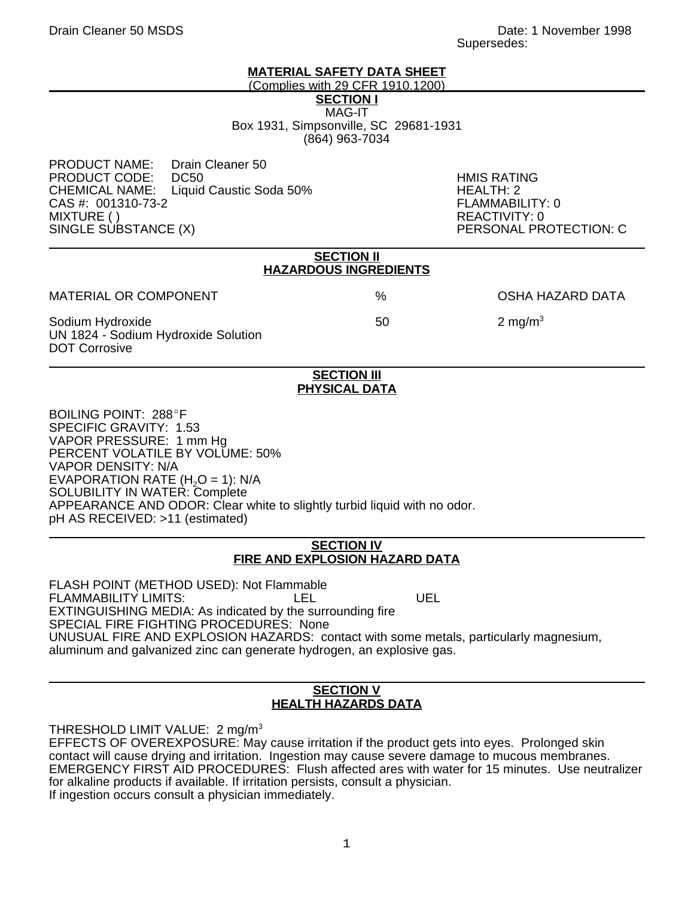Drain Cleaner 50 MSDS

Date: 1 November 1998
Supersedes:

# MATERIAL SAFETY DATA SHEET

(Complies with 29 CFR 1910.1200)

## SECTION I

MAG-IT
Box 1931, Simpsonville, SC 29681-1931
(864) 963-7034

PRODUCT NAME: Drain Cleaner 50
PRODUCT CODE: DC50
CHEMICAL NAME: Liquid Caustic Soda 50%
CAS #: 001310-73-2
MIXTURE ( )
SINGLE SUBSTANCE (X)

HMIS RATING
HEALTH: 2
FLAMMABILITY: 0
REACTIVITY: 0
PERSONAL PROTECTION: C

## SECTION II
## HAZARDOUS INGREDIENTS

| MATERIAL OR COMPONENT | % | OSHA HAZARD DATA |
|---|---|---|
| Sodium Hydroxide<br>UN 1824 - Sodium Hydroxide Solution<br>DOT Corrosive | 50 | 2 mg/m$^3$ |

## SECTION III
## PHYSICAL DATA

BOILING POINT: 288°F
SPECIFIC GRAVITY: 1.53
VAPOR PRESSURE: 1 mm Hg
PERCENT VOLATILE BY VOLUME: 50%
VAPOR DENSITY: N/A
EVAPORATION RATE ($H_2O$ = 1): N/A
SOLUBILITY IN WATER: Complete
APPEARANCE AND ODOR: Clear white to slightly turbid liquid with no odor.
pH AS RECEIVED: >11 (estimated)

## SECTION IV
## FIRE AND EXPLOSION HAZARD DATA

FLASH POINT (METHOD USED): Not Flammable
FLAMMABILITY LIMITS: LEL UEL
EXTINGUISHING MEDIA: As indicated by the surrounding fire
SPECIAL FIRE FIGHTING PROCEDURES: None
UNUSUAL FIRE AND EXPLOSION HAZARDS: contact with some metals, particularly magnesium, aluminum and galvanized zinc can generate hydrogen, an explosive gas.

## SECTION V
## HEALTH HAZARDS DATA

THRESHOLD LIMIT VALUE: 2 mg/m$^3$
EFFECTS OF OVEREXPOSURE: May cause irritation if the product gets into eyes. Prolonged skin contact will cause drying and irritation. Ingestion may cause severe damage to mucous membranes.
EMERGENCY FIRST AID PROCEDURES: Flush affected ares with water for 15 minutes. Use neutralizer for alkaline products if available. If irritation persists, consult a physician.
If ingestion occurs consult a physician immediately.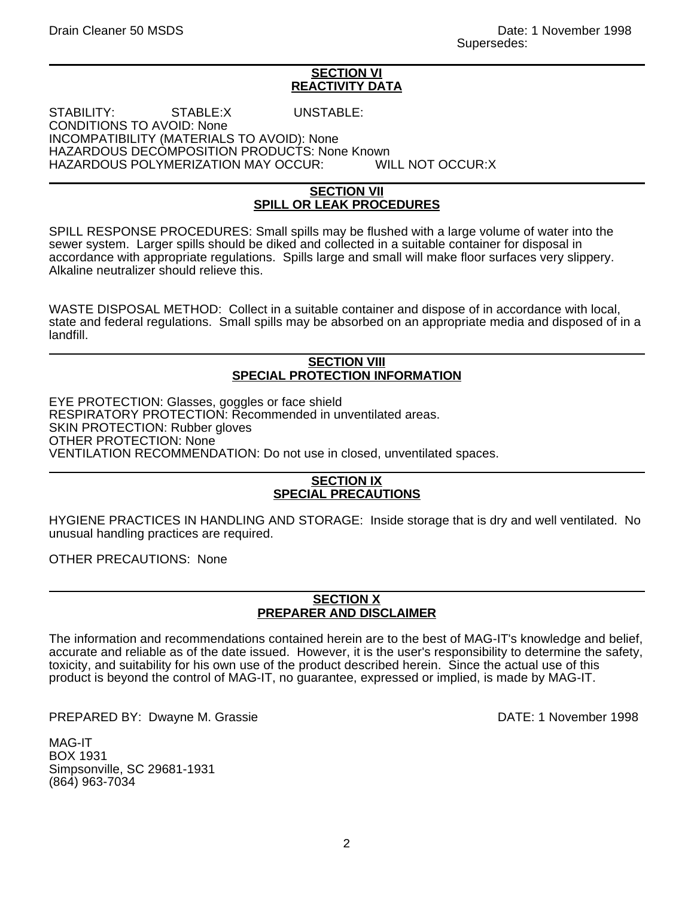## SECTION VI
## REACTIVITY DATA

STABILITY: STABLE:X UNSTABLE:
CONDITIONS TO AVOID: None
INCOMPATIBILITY (MATERIALS TO AVOID): None
HAZARDOUS DECOMPOSITION PRODUCTS: None Known
HAZARDOUS POLYMERIZATION MAY OCCUR: WILL NOT OCCUR:X

## SECTION VII
## SPILL OR LEAK PROCEDURES

SPILL RESPONSE PROCEDURES: Small spills may be flushed with a large volume of water into the sewer system. Larger spills should be diked and collected in a suitable container for disposal in accordance with appropriate regulations. Spills large and small will make floor surfaces very slippery. Alkaline neutralizer should relieve this.

WASTE DISPOSAL METHOD: Collect in a suitable container and dispose of in accordance with local, state and federal regulations. Small spills may be absorbed on an appropriate media and disposed of in a landfill.

## SECTION VIII
## SPECIAL PROTECTION INFORMATION

EYE PROTECTION: Glasses, goggles or face shield
RESPIRATORY PROTECTION: Recommended in unventilated areas.
SKIN PROTECTION: Rubber gloves
OTHER PROTECTION: None
VENTILATION RECOMMENDATION: Do not use in closed, unventilated spaces.

## SECTION IX
## SPECIAL PRECAUTIONS

HYGIENE PRACTICES IN HANDLING AND STORAGE: Inside storage that is dry and well ventilated. No unusual handling practices are required.

OTHER PRECAUTIONS: None

## SECTION X
## PREPARER AND DISCLAIMER

The information and recommendations contained herein are to the best of MAG-IT's knowledge and belief, accurate and reliable as of the date issued. However, it is the user's responsibility to determine the safety, toxicity, and suitability for his own use of the product described herein. Since the actual use of this product is beyond the control of MAG-IT, no guarantee, expressed or implied, is made by MAG-IT.

PREPARED BY: Dwayne M. Grassie DATE: 1 November 1998

MAG-IT
BOX 1931
Simpsonville, SC 29681-1931
(864) 963-7034